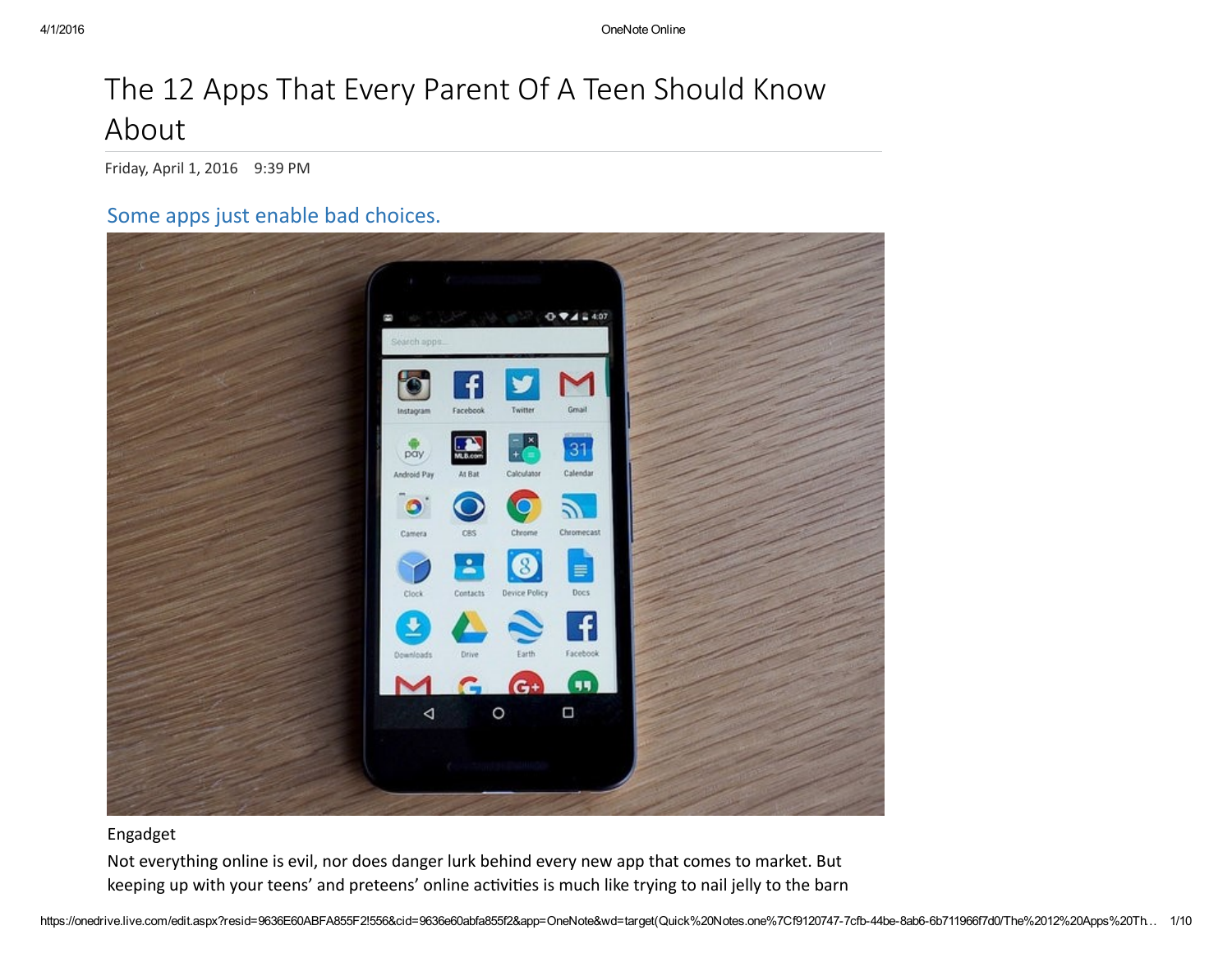# The 12 Apps That Every Parent Of A Teen Should Know About

Friday, April 1, 2016 9:39 PM

## Some apps just enable bad choices.

Engadget

Not everything online is evil, nor does danger lurk behind every new app that comes to market. But keeping up with your teens' and preteens' online activities is much like trying to nail jelly to the barn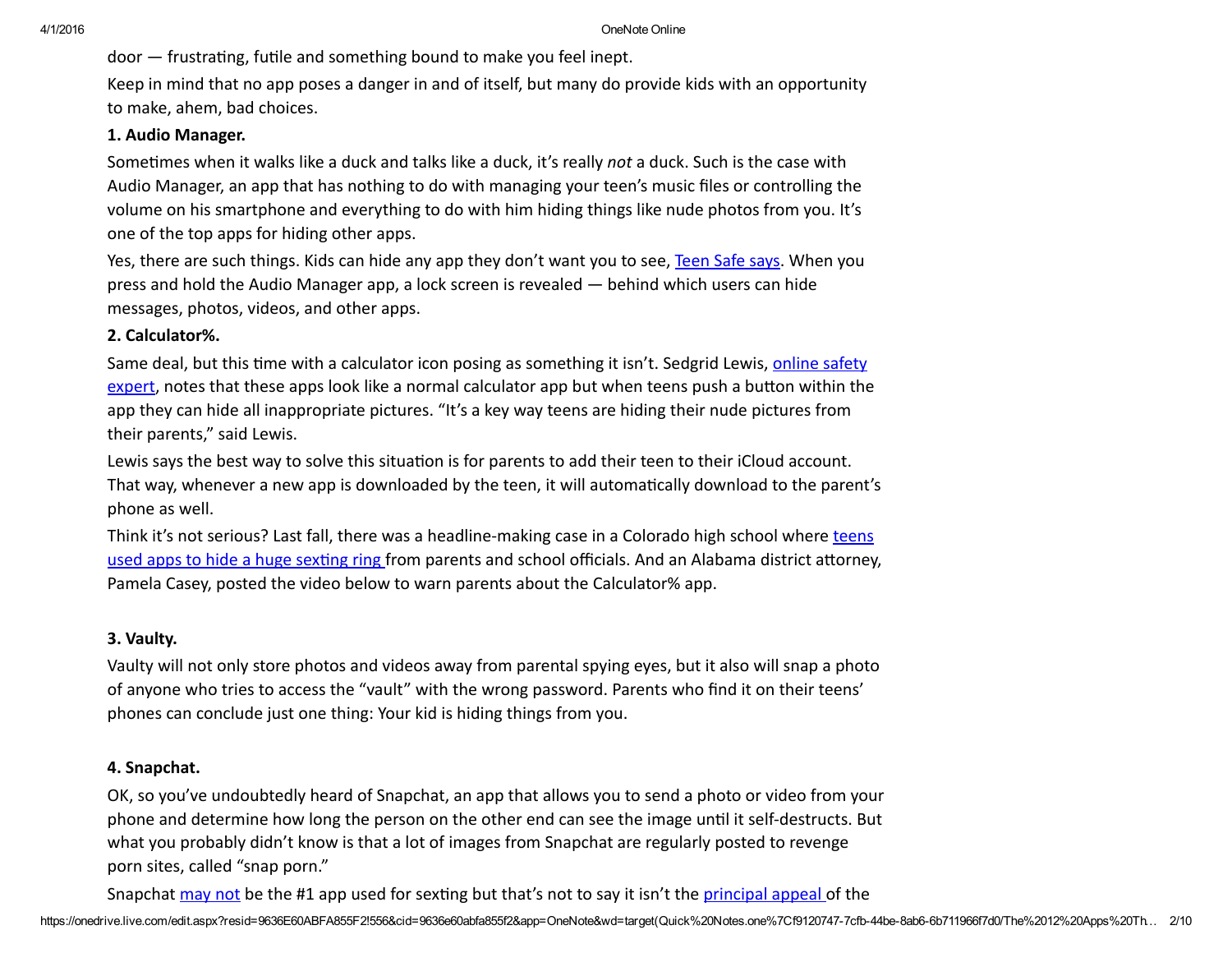door — frustrating, futile and something bound to make you feel inept.

Keep in mind that no app poses a danger in and of itself, but many do provide kids with an opportunity to make, ahem, bad choices.

**1. Audio Manager.**

Sometimes when it walks like a duck and talks like a duck, it's really *not* a duck. Such is the case with Audio Manager, an app that has nothing to do with managing your teen's music files or controlling the volume on his smartphone and everything to do with him hiding things like nude photos from you. It's one of the top apps for hiding other apps.

Yes, there are such things. Kids can hide any app they don't want you to see, [Teen Safe says](). When you press and hold the Audio Manager app, a lock screen is revealed — behind which users can hide messages, photos, videos, and other apps.

**2. Calculator%.**

Same deal, but this time with a calculator icon posing as something it isn't. Sedgrid Lewis, [online safety expert](), notes that these apps look like a normal calculator app but when teens push a button within the app they can hide all inappropriate pictures. "It's a key way teens are hiding their nude pictures from their parents," said Lewis.

Lewis says the best way to solve this situation is for parents to add their teen to their iCloud account. That way, whenever a new app is downloaded by the teen, it will automatically download to the parent's phone as well.

Think it's not serious? Last fall, there was a headline-making case in a Colorado high school where [teens used apps to hide a huge sexting ring]() from parents and school officials. And an Alabama district attorney, Pamela Casey, posted the video below to warn parents about the Calculator% app.

**3. Vaulty.**

Vaulty will not only store photos and videos away from parental spying eyes, but it also will snap a photo of anyone who tries to access the "vault" with the wrong password. Parents who find it on their teens' phones can conclude just one thing: Your kid is hiding things from you.

**4. Snapchat.**

OK, so you've undoubtedly heard of Snapchat, an app that allows you to send a photo or video from your phone and determine how long the person on the other end can see the image until it self-destructs. But what you probably didn't know is that a lot of images from Snapchat are regularly posted to revenge porn sites, called "snap porn."

Snapchat [may not]() be the #1 app used for sexting but that's not to say it isn't the [principal appeal]() of the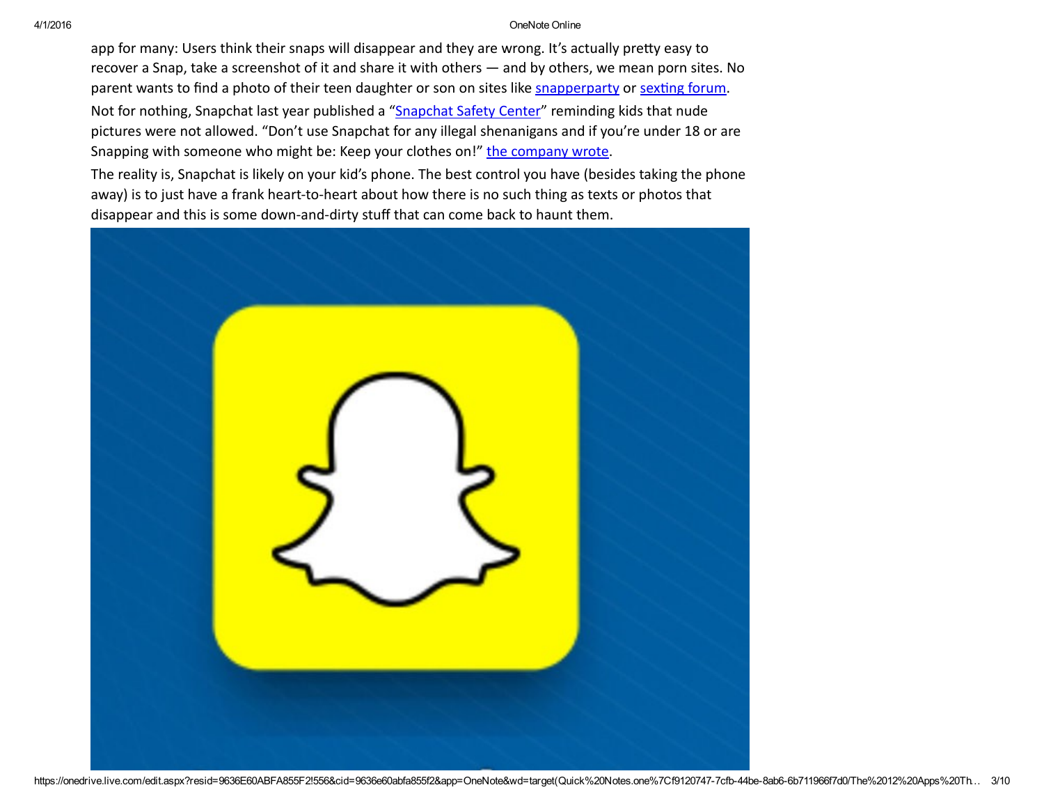app for many: Users think their snaps will disappear and they are wrong. It's actually pretty easy to recover a Snap, take a screenshot of it and share it with others — and by others, we mean porn sites. No parent wants to find a photo of their teen daughter or son on sites like snapperparty or sexting forum.

Not for nothing, Snapchat last year published a "Snapchat Safety Center" reminding kids that nude pictures were not allowed. "Don't use Snapchat for any illegal shenanigans and if you're under 18 or are Snapping with someone who might be: Keep your clothes on!" the company wrote.

The reality is, Snapchat is likely on your kid's phone. The best control you have (besides taking the phone away) is to just have a frank heart-to-heart about how there is no such thing as texts or photos that disappear and this is some down-and-dirty stuff that can come back to haunt them.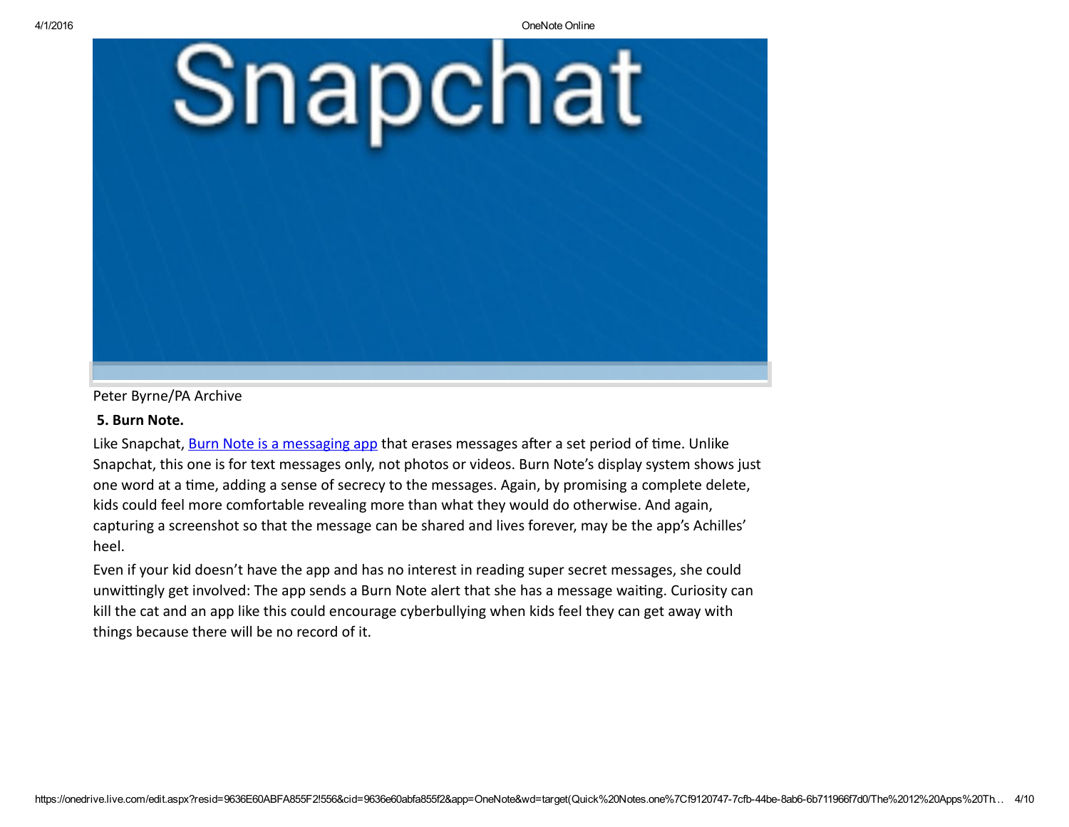Peter Byrne/PA Archive

**5. Burn Note.**

Like Snapchat, [Burn Note is a messaging app] that erases messages after a set period of time. Unlike Snapchat, this one is for text messages only, not photos or videos. Burn Note's display system shows just one word at a time, adding a sense of secrecy to the messages. Again, by promising a complete delete, kids could feel more comfortable revealing more than what they would do otherwise. And again, capturing a screenshot so that the message can be shared and lives forever, may be the app's Achilles' heel.

Even if your kid doesn't have the app and has no interest in reading super secret messages, she could unwittingly get involved: The app sends a Burn Note alert that she has a message waiting. Curiosity can kill the cat and an app like this could encourage cyberbullying when kids feel they can get away with things because there will be no record of it.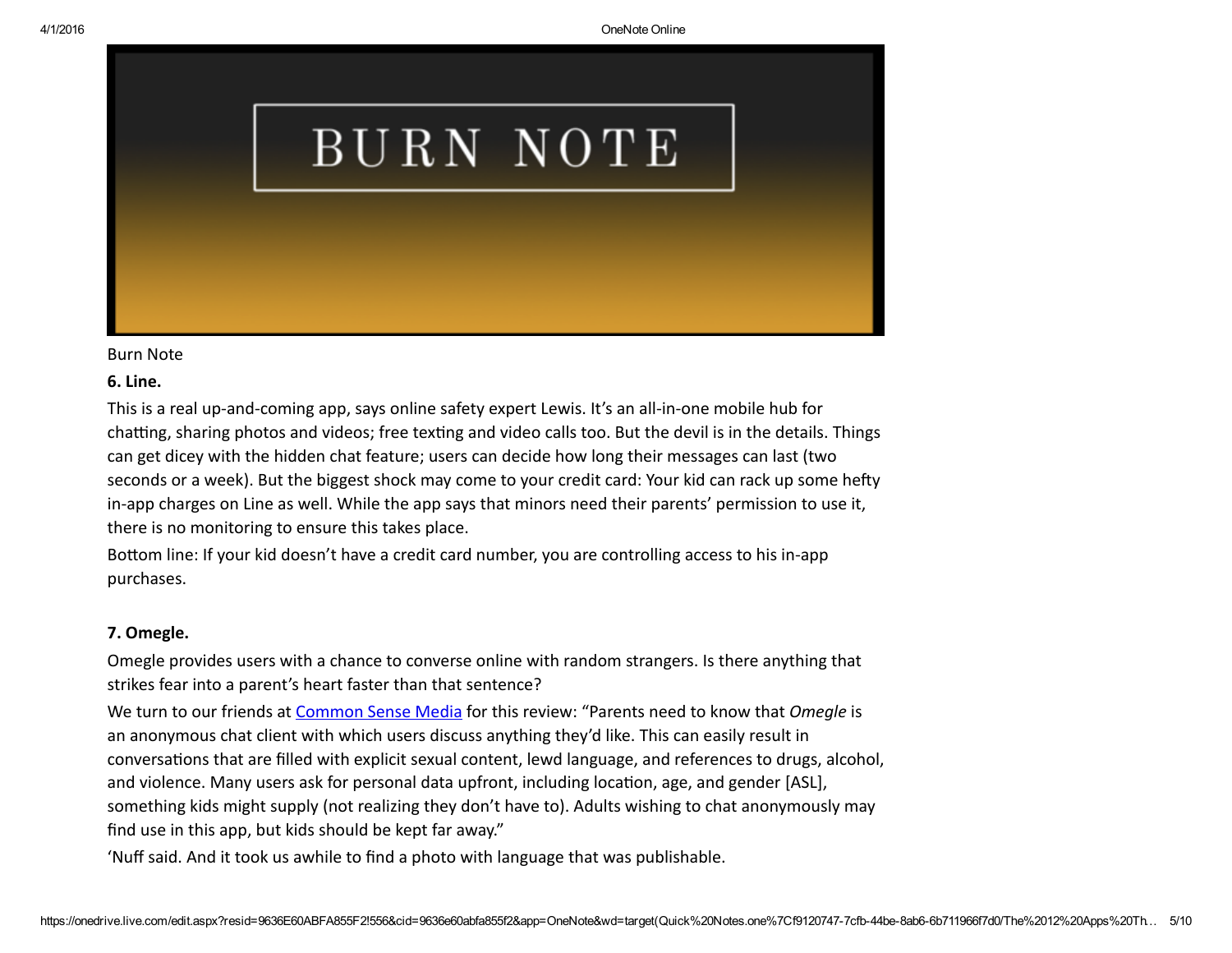Burn Note

**6. Line.**

This is a real up-and-coming app, says online safety expert Lewis. It's an all-in-one mobile hub for chatting, sharing photos and videos; free texting and video calls too. But the devil is in the details. Things can get dicey with the hidden chat feature; users can decide how long their messages can last (two seconds or a week). But the biggest shock may come to your credit card: Your kid can rack up some hefty in-app charges on Line as well. While the app says that minors need their parents' permission to use it, there is no monitoring to ensure this takes place.

Bottom line: If your kid doesn't have a credit card number, you are controlling access to his in-app purchases.

**7. Omegle.**

Omegle provides users with a chance to converse online with random strangers. Is there anything that strikes fear into a parent's heart faster than that sentence?

We turn to our friends at [Common Sense Media]() for this review: "Parents need to know that *Omegle* is an anonymous chat client with which users discuss anything they'd like. This can easily result in conversations that are filled with explicit sexual content, lewd language, and references to drugs, alcohol, and violence. Many users ask for personal data upfront, including location, age, and gender [ASL], something kids might supply (not realizing they don't have to). Adults wishing to chat anonymously may find use in this app, but kids should be kept far away."

'Nuff said. And it took us awhile to find a photo with language that was publishable.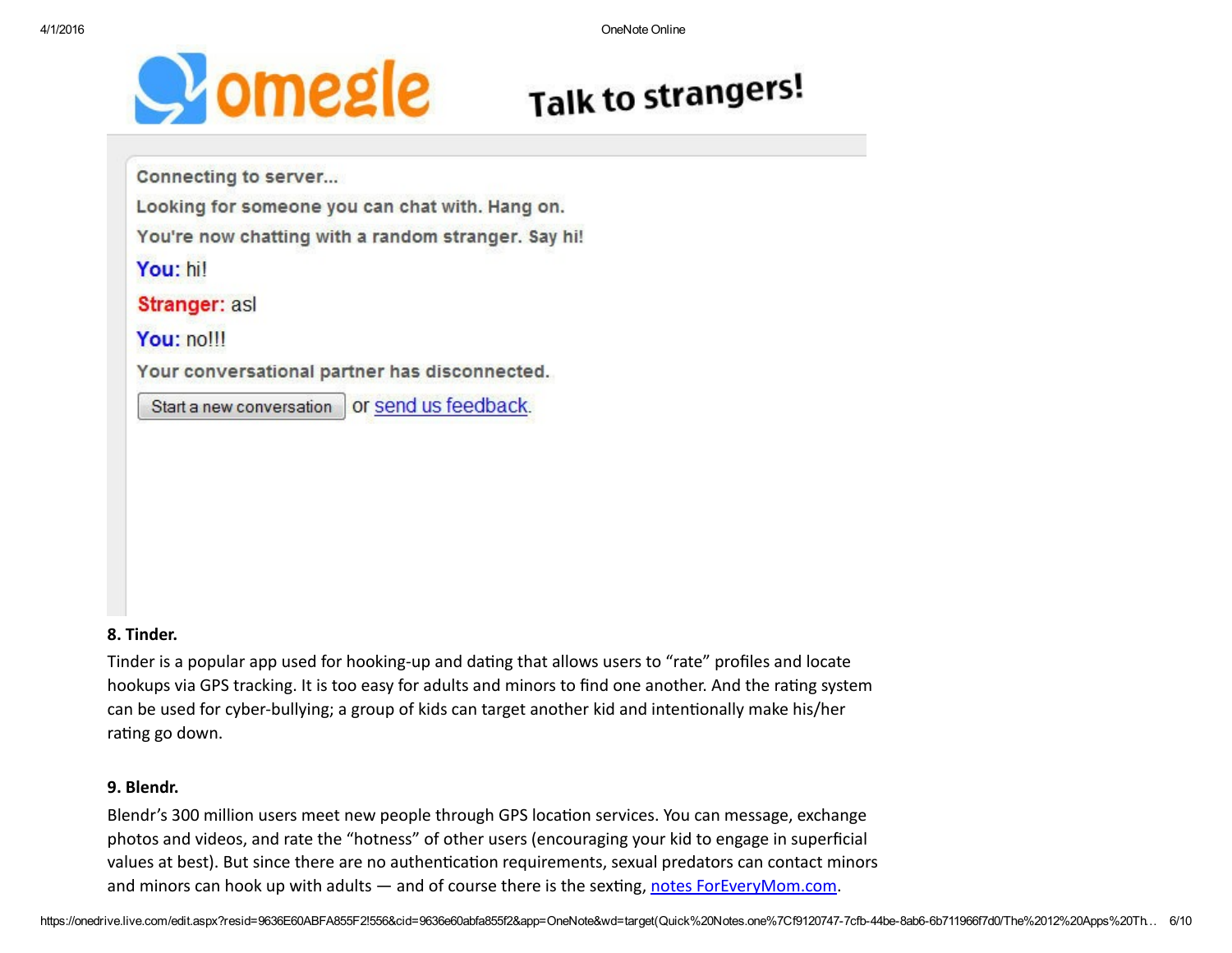omegle Talk to strangers!

Connecting to server...

Looking for someone you can chat with. Hang on.

You're now chatting with a random stranger. Say hi!

You: hi!

Stranger: asl

You: no!!!

Your conversational partner has disconnected.

Start a new conversation or send us feedback.

**8. Tinder.**

Tinder is a popular app used for hooking-up and dating that allows users to "rate" profiles and locate hookups via GPS tracking. It is too easy for adults and minors to find one another. And the rating system can be used for cyber-bullying; a group of kids can target another kid and intentionally make his/her rating go down.

**9. Blendr.**

Blendr's 300 million users meet new people through GPS location services. You can message, exchange photos and videos, and rate the "hotness" of other users (encouraging your kid to engage in superficial values at best). But since there are no authentication requirements, sexual predators can contact minors and minors can hook up with adults — and of course there is the sexting, notes ForEveryMom.com.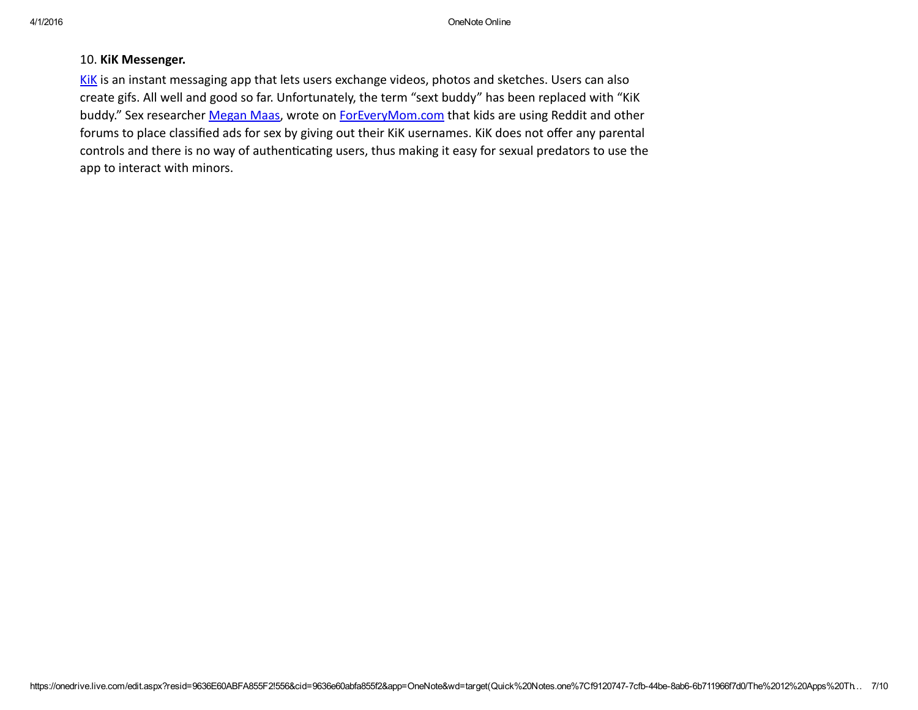10. **KiK Messenger.**

KiK is an instant messaging app that lets users exchange videos, photos and sketches. Users can also create gifs. All well and good so far. Unfortunately, the term "sext buddy" has been replaced with "KiK buddy." Sex researcher Megan Maas, wrote on ForEveryMom.com that kids are using Reddit and other forums to place classified ads for sex by giving out their KiK usernames. KiK does not offer any parental controls and there is no way of authenticating users, thus making it easy for sexual predators to use the app to interact with minors.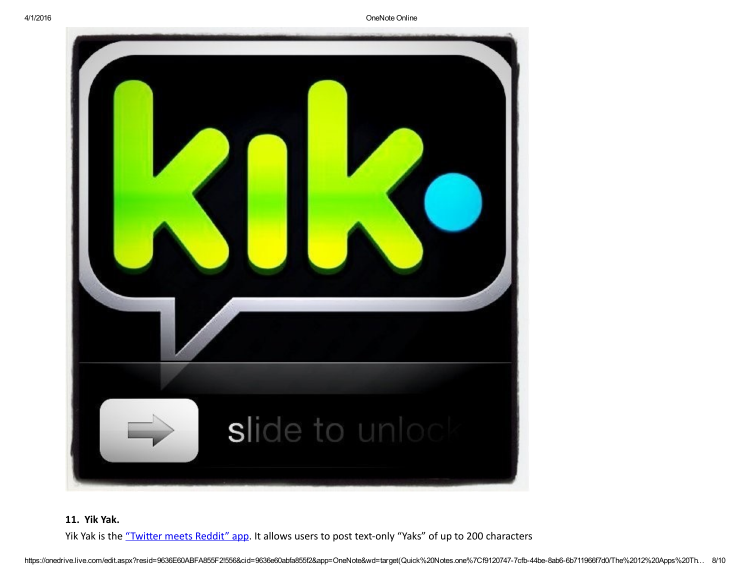**11. Yik Yak.**

Yik Yak is the [“Twitter meets Reddit” app](). It allows users to post text-only “Yaks” of up to 200 characters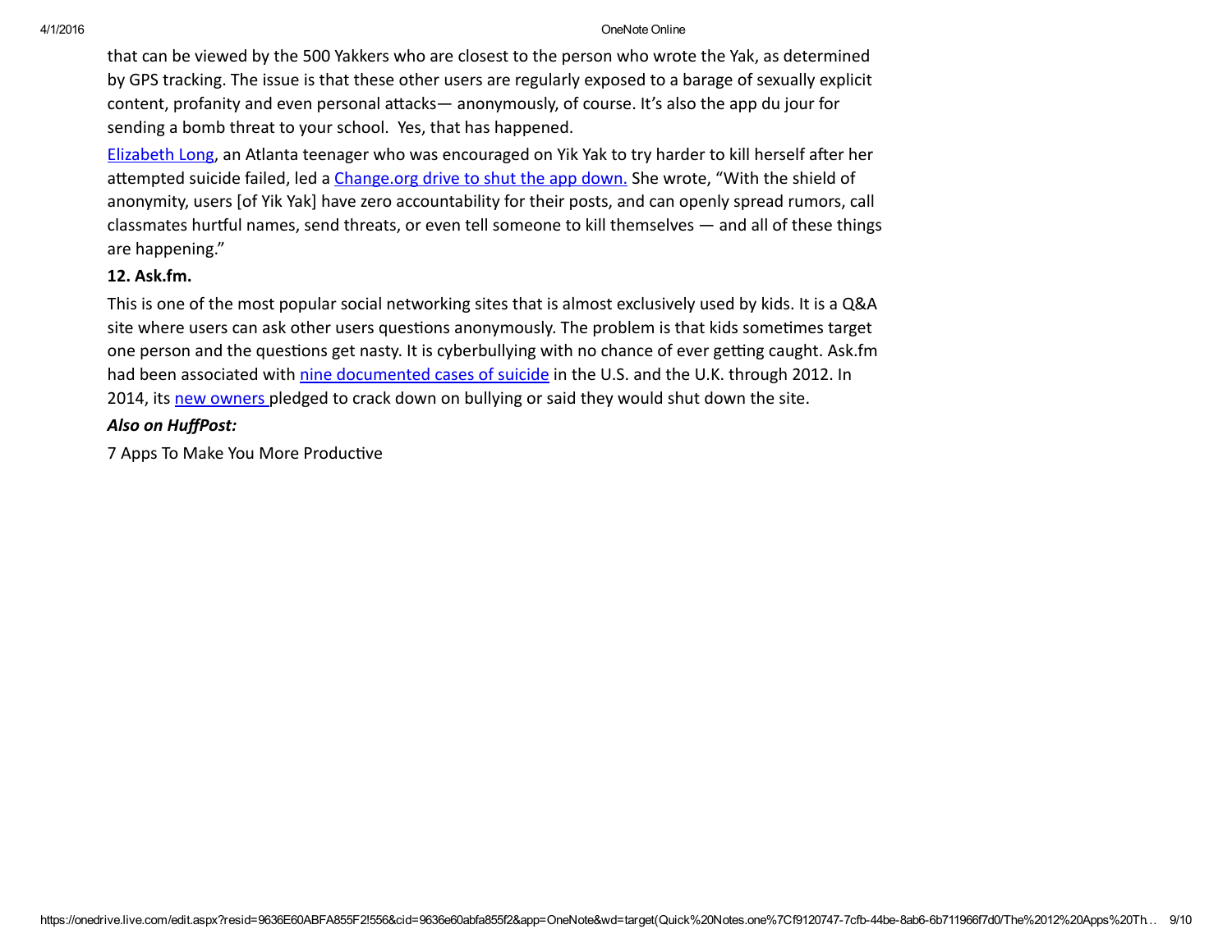that can be viewed by the 500 Yakkers who are closest to the person who wrote the Yak, as determined by GPS tracking. The issue is that these other users are regularly exposed to a barage of sexually explicit content, profanity and even personal attacks— anonymously, of course. It's also the app du jour for sending a bomb threat to your school.  Yes, that has happened.

Elizabeth Long, an Atlanta teenager who was encouraged on Yik Yak to try harder to kill herself after her attempted suicide failed, led a Change.org drive to shut the app down. She wrote, "With the shield of anonymity, users [of Yik Yak] have zero accountability for their posts, and can openly spread rumors, call classmates hurtful names, send threats, or even tell someone to kill themselves — and all of these things are happening."

**12. Ask.fm.**

This is one of the most popular social networking sites that is almost exclusively used by kids. It is a Q&A site where users can ask other users questions anonymously. The problem is that kids sometimes target one person and the questions get nasty. It is cyberbullying with no chance of ever getting caught. Ask.fm had been associated with nine documented cases of suicide in the U.S. and the U.K. through 2012. In 2014, its new owners pledged to crack down on bullying or said they would shut down the site.

***Also on HuffPost:***

7 Apps To Make You More Productive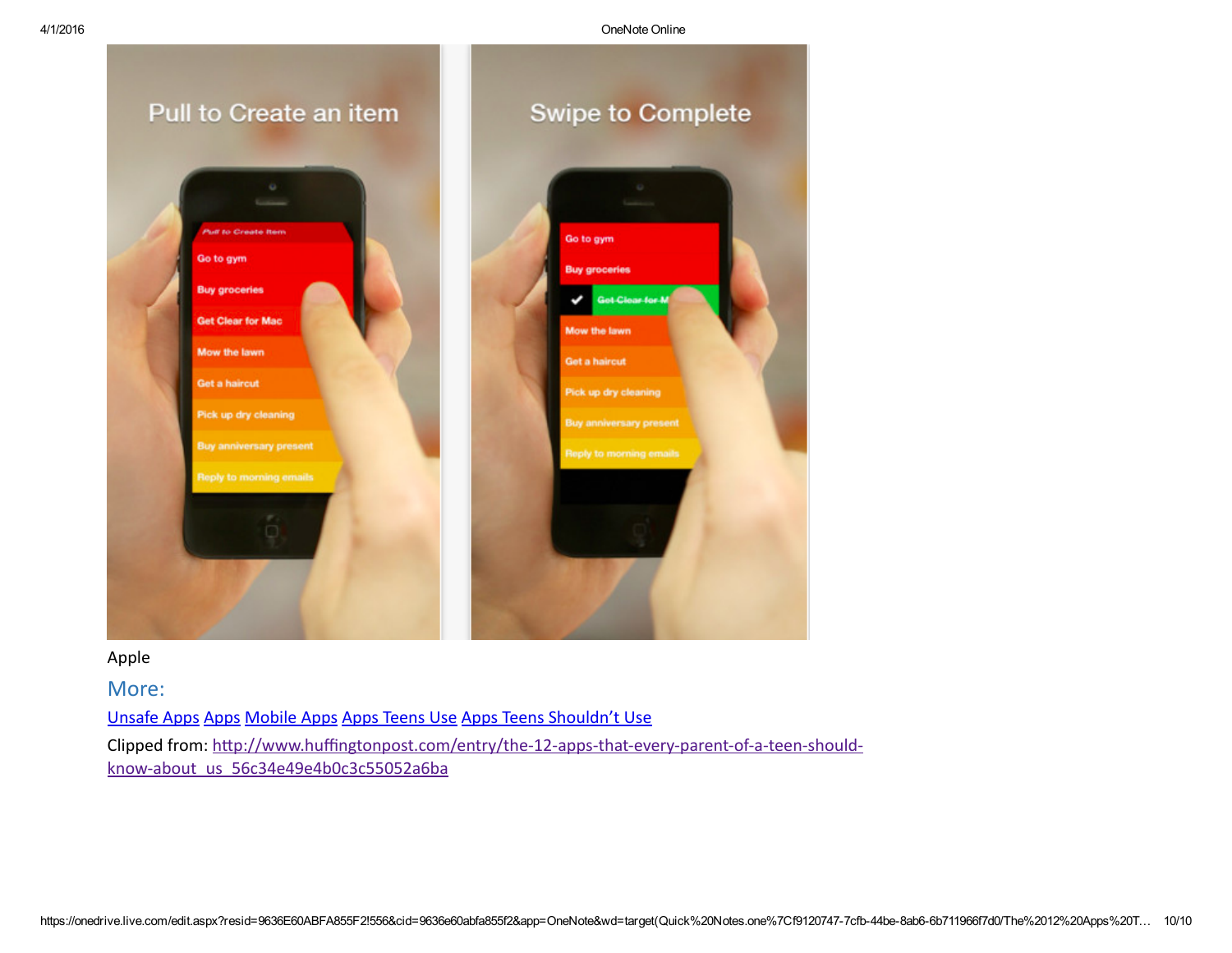Apple

## More:

[Unsafe Apps](#) [Apps](#) [Mobile Apps](#) [Apps Teens Use](#) [Apps Teens Shouldn't Use](#)

Clipped from: [http://www.huffingtonpost.com/entry/the-12-apps-that-every-parent-of-a-teen-should-know-about_us_56c34e49e4b0c3c55052a6ba](http://www.huffingtonpost.com/entry/the-12-apps-that-every-parent-of-a-teen-should-know-about_us_56c34e49e4b0c3c55052a6ba)